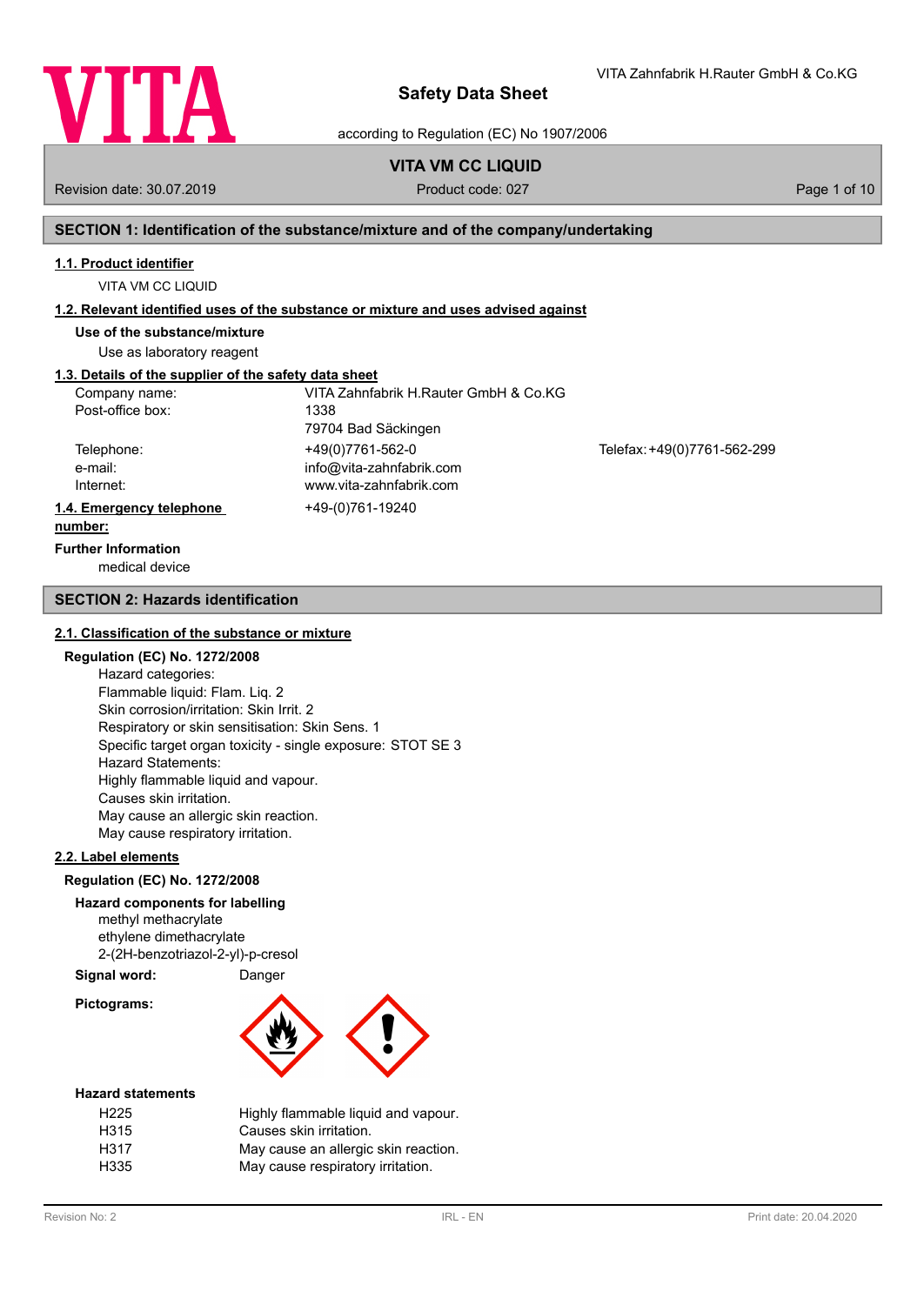# Safety Data Sheet

according to Regulation (EC) No 1907/2006

VITA Zahnfabrik H.Rauter GmbH & Co.KG

**VITA VM CC LIQUID**

Revision date: 30.07.2019 | Product code: 027

## SECTION 1: Identification of the substance/mixture and of the company/undertaking

### 1.1. Product identifier

VITA VM CC LIQUID

### 1.2. Relevant identified uses of the substance or mixture and uses advised against

**Use of the substance/mixture**

Use as laboratory reagent

### 1.3. Details of the supplier of the safety data sheet

| | | |
|---|---|---|
| Company name: | VITA Zahnfabrik H.Rauter GmbH & Co.KG | |
| Post-office box: | 1338 | |
| | 79704 Bad Säckingen | |
| Telephone: | +49(0)7761-562-0 | Telefax: +49(0)7761-562-299 |
| e-mail: | info@vita-zahnfabrik.com | |
| Internet: | www.vita-zahnfabrik.com | |

### 1.4. Emergency telephone number:

+49-(0)761-19240

**Further Information**

medical device

## SECTION 2: Hazards identification

### 2.1. Classification of the substance or mixture

**Regulation (EC) No. 1272/2008**

Hazard categories:
Flammable liquid: Flam. Liq. 2
Skin corrosion/irritation: Skin Irrit. 2
Respiratory or skin sensitisation: Skin Sens. 1
Specific target organ toxicity - single exposure: STOT SE 3
Hazard Statements:
Highly flammable liquid and vapour.
Causes skin irritation.
May cause an allergic skin reaction.
May cause respiratory irritation.

### 2.2. Label elements

**Regulation (EC) No. 1272/2008**

**Hazard components for labelling**

methyl methacrylate
ethylene dimethacrylate
2-(2H-benzotriazol-2-yl)-p-cresol

**Signal word:** Danger

**Pictograms:**

**Hazard statements**

| | |
|---|---|
| H225 | Highly flammable liquid and vapour. |
| H315 | Causes skin irritation. |
| H317 | May cause an allergic skin reaction. |
| H335 | May cause respiratory irritation. |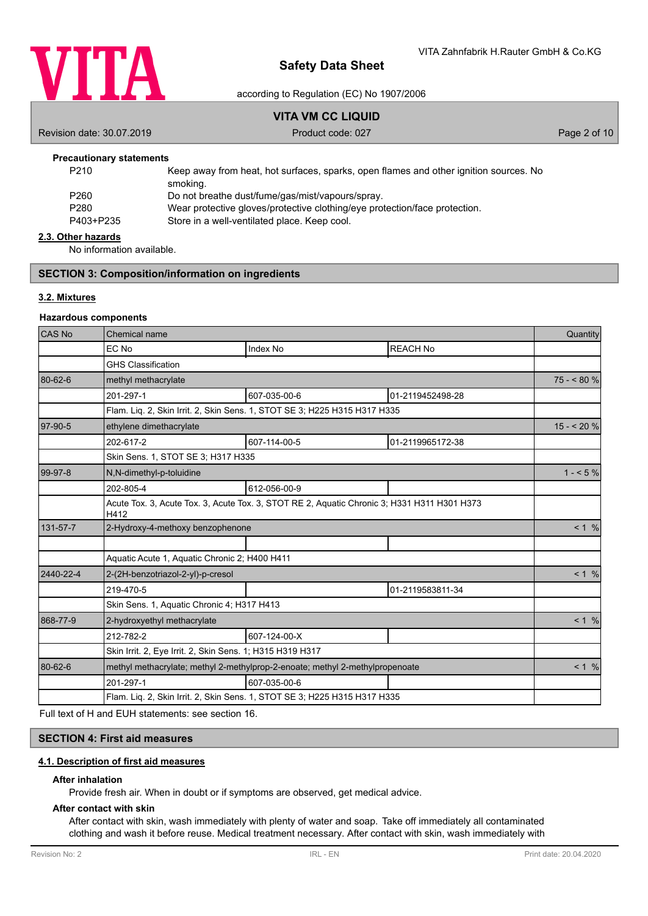**Precautionary statements**

| | |
|---|---|
| P210 | Keep away from heat, hot surfaces, sparks, open flames and other ignition sources. No smoking. |
| P260 | Do not breathe dust/fume/gas/mist/vapours/spray. |
| P280 | Wear protective gloves/protective clothing/eye protection/face protection. |
| P403+P235 | Store in a well-ventilated place. Keep cool. |

### 2.3. Other hazards

No information available.

## SECTION 3: Composition/information on ingredients

### 3.2. Mixtures

**Hazardous components**

| CAS No | Chemical name | | | Quantity |
|---|---|---|---|---|
| | EC No | Index No | REACH No | |
| | GHS Classification | | | |
| 80-62-6 | methyl methacrylate | | | 75 - < 80 % |
| | 201-297-1 | 607-035-00-6 | 01-2119452498-28 | |
| | Flam. Liq. 2, Skin Irrit. 2, Skin Sens. 1, STOT SE 3; H225 H315 H317 H335 | | | |
| 97-90-5 | ethylene dimethacrylate | | | 15 - < 20 % |
| | 202-617-2 | 607-114-00-5 | 01-2119965172-38 | |
| | Skin Sens. 1, STOT SE 3; H317 H335 | | | |
| 99-97-8 | N,N-dimethyl-p-toluidine | | | 1 - < 5 % |
| | 202-805-4 | 612-056-00-9 | | |
| | Acute Tox. 3, Acute Tox. 3, Acute Tox. 3, STOT RE 2, Aquatic Chronic 3; H331 H311 H301 H373 H412 | | | |
| 131-57-7 | 2-Hydroxy-4-methoxy benzophenone | | | < 1 % |
| | | | | |
| | Aquatic Acute 1, Aquatic Chronic 2; H400 H411 | | | |
| 2440-22-4 | 2-(2H-benzotriazol-2-yl)-p-cresol | | | < 1 % |
| | 219-470-5 | | 01-2119583811-34 | |
| | Skin Sens. 1, Aquatic Chronic 4; H317 H413 | | | |
| 868-77-9 | 2-hydroxyethyl methacrylate | | | < 1 % |
| | 212-782-2 | 607-124-00-X | | |
| | Skin Irrit. 2, Eye Irrit. 2, Skin Sens. 1; H315 H319 H317 | | | |
| 80-62-6 | methyl methacrylate; methyl 2-methylprop-2-enoate; methyl 2-methylpropenoate | | | < 1 % |
| | 201-297-1 | 607-035-00-6 | | |
| | Flam. Liq. 2, Skin Irrit. 2, Skin Sens. 1, STOT SE 3; H225 H315 H317 H335 | | | |

Full text of H and EUH statements: see section 16.

## SECTION 4: First aid measures

### 4.1. Description of first aid measures

**After inhalation**

Provide fresh air. When in doubt or if symptoms are observed, get medical advice.

**After contact with skin**

After contact with skin, wash immediately with plenty of water and soap. Take off immediately all contaminated clothing and wash it before reuse. Medical treatment necessary. After contact with skin, wash immediately with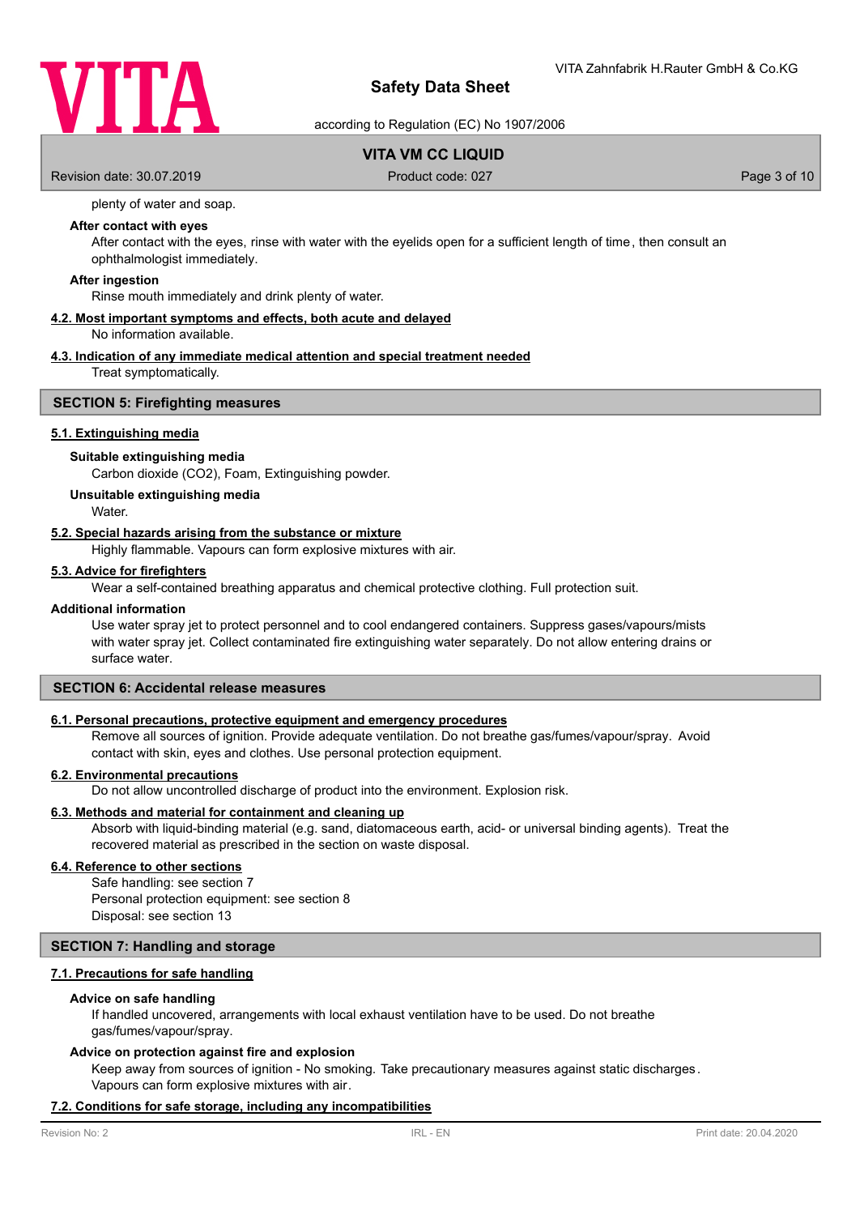plenty of water and soap.

**After contact with eyes**

After contact with the eyes, rinse with water with the eyelids open for a sufficient length of time, then consult an ophthalmologist immediately.

**After ingestion**

Rinse mouth immediately and drink plenty of water.

### 4.2. Most important symptoms and effects, both acute and delayed

No information available.

### 4.3. Indication of any immediate medical attention and special treatment needed

Treat symptomatically.

## SECTION 5: Firefighting measures

### 5.1. Extinguishing media

**Suitable extinguishing media**

Carbon dioxide ($CO_2$), Foam, Extinguishing powder.

**Unsuitable extinguishing media**

Water.

### 5.2. Special hazards arising from the substance or mixture

Highly flammable. Vapours can form explosive mixtures with air.

### 5.3. Advice for firefighters

Wear a self-contained breathing apparatus and chemical protective clothing. Full protection suit.

**Additional information**

Use water spray jet to protect personnel and to cool endangered containers. Suppress gases/vapours/mists with water spray jet. Collect contaminated fire extinguishing water separately. Do not allow entering drains or surface water.

## SECTION 6: Accidental release measures

### 6.1. Personal precautions, protective equipment and emergency procedures

Remove all sources of ignition. Provide adequate ventilation. Do not breathe gas/fumes/vapour/spray. Avoid contact with skin, eyes and clothes. Use personal protection equipment.

### 6.2. Environmental precautions

Do not allow uncontrolled discharge of product into the environment. Explosion risk.

### 6.3. Methods and material for containment and cleaning up

Absorb with liquid-binding material (e.g. sand, diatomaceous earth, acid- or universal binding agents). Treat the recovered material as prescribed in the section on waste disposal.

### 6.4. Reference to other sections

Safe handling: see section 7
Personal protection equipment: see section 8
Disposal: see section 13

## SECTION 7: Handling and storage

### 7.1. Precautions for safe handling

**Advice on safe handling**

If handled uncovered, arrangements with local exhaust ventilation have to be used. Do not breathe gas/fumes/vapour/spray.

**Advice on protection against fire and explosion**

Keep away from sources of ignition - No smoking. Take precautionary measures against static discharges. Vapours can form explosive mixtures with air.

### 7.2. Conditions for safe storage, including any incompatibilities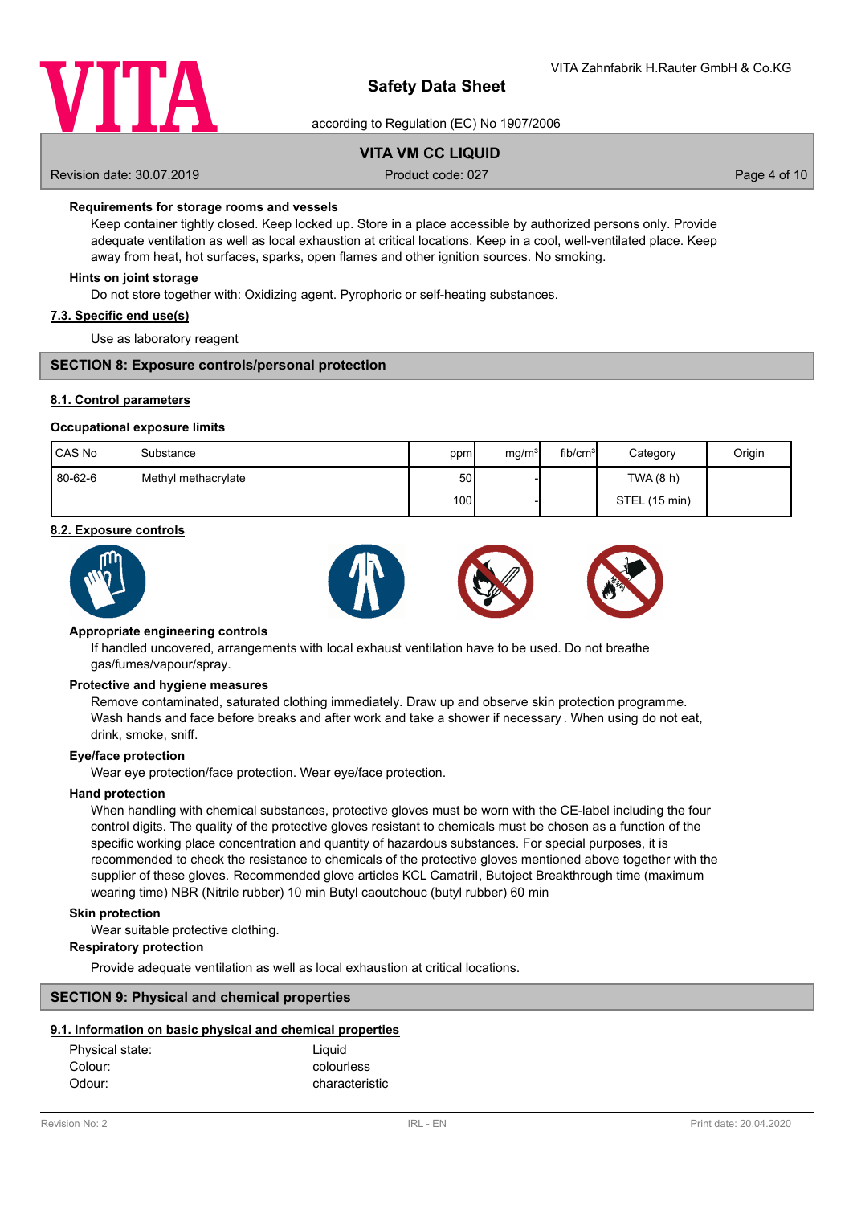**Requirements for storage rooms and vessels**

Keep container tightly closed. Keep locked up. Store in a place accessible by authorized persons only. Provide adequate ventilation as well as local exhaustion at critical locations. Keep in a cool, well-ventilated place. Keep away from heat, hot surfaces, sparks, open flames and other ignition sources. No smoking.

**Hints on joint storage**

Do not store together with: Oxidizing agent. Pyrophoric or self-heating substances.

**7.3. Specific end use(s)**

Use as laboratory reagent

## SECTION 8: Exposure controls/personal protection

**8.1. Control parameters**

**Occupational exposure limits**

| CAS No | Substance | ppm | mg/m³ | fib/cm³ | Category | Origin |
|---|---|---|---|---|---|---|
| 80-62-6 | Methyl methacrylate | 50 | - | | TWA (8 h) | |
| | | 100 | - | | STEL (15 min) | |

**8.2. Exposure controls**

**Appropriate engineering controls**

If handled uncovered, arrangements with local exhaust ventilation have to be used. Do not breathe gas/fumes/vapour/spray.

**Protective and hygiene measures**

Remove contaminated, saturated clothing immediately. Draw up and observe skin protection programme. Wash hands and face before breaks and after work and take a shower if necessary . When using do not eat, drink, smoke, sniff.

**Eye/face protection**

Wear eye protection/face protection. Wear eye/face protection.

**Hand protection**

When handling with chemical substances, protective gloves must be worn with the CE-label including the four control digits. The quality of the protective gloves resistant to chemicals must be chosen as a function of the specific working place concentration and quantity of hazardous substances. For special purposes, it is recommended to check the resistance to chemicals of the protective gloves mentioned above together with the supplier of these gloves. Recommended glove articles KCL Camatril, Butoject Breakthrough time (maximum wearing time) NBR (Nitrile rubber) 10 min Butyl caoutchouc (butyl rubber) 60 min

**Skin protection**

Wear suitable protective clothing.

**Respiratory protection**

Provide adequate ventilation as well as local exhaustion at critical locations.

## SECTION 9: Physical and chemical properties

**9.1. Information on basic physical and chemical properties**

| | |
|---|---|
| Physical state: | Liquid |
| Colour: | colourless |
| Odour: | characteristic |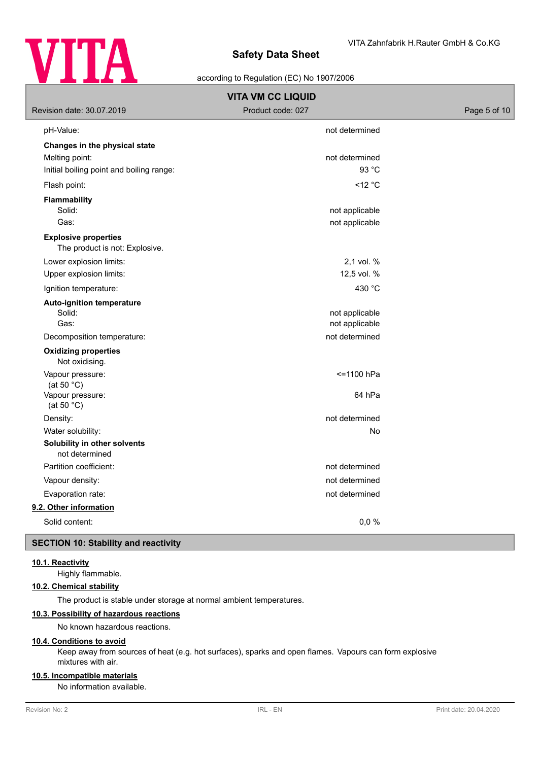| | |
|---|---|
| pH-Value: | not determined |
| **Changes in the physical state** | |
| Melting point: | not determined |
| Initial boiling point and boiling range: | 93 °C |
| Flash point: | <12 °C |
| **Flammability** | |
| Solid: | not applicable |
| Gas: | not applicable |
| **Explosive properties** | |
| The product is not: Explosive. | |
| Lower explosion limits: | 2,1 vol. % |
| Upper explosion limits: | 12,5 vol. % |
| Ignition temperature: | 430 °C |
| **Auto-ignition temperature** | |
| Solid: | not applicable |
| Gas: | not applicable |
| Decomposition temperature: | not determined |
| **Oxidizing properties** | |
| Not oxidising. | |
| Vapour pressure: (at 50 °C) | <=1100 hPa |
| Vapour pressure: (at 50 °C) | 64 hPa |
| Density: | not determined |
| Water solubility: | No |
| **Solubility in other solvents** | |
| not determined | |
| Partition coefficient: | not determined |
| Vapour density: | not determined |
| Evaporation rate: | not determined |

### 9.2. Other information

| | |
|---|---|
| Solid content: | 0,0 % |

## SECTION 10: Stability and reactivity

### 10.1. Reactivity

Highly flammable.

### 10.2. Chemical stability

The product is stable under storage at normal ambient temperatures.

### 10.3. Possibility of hazardous reactions

No known hazardous reactions.

### 10.4. Conditions to avoid

Keep away from sources of heat (e.g. hot surfaces), sparks and open flames. Vapours can form explosive mixtures with air.

### 10.5. Incompatible materials

No information available.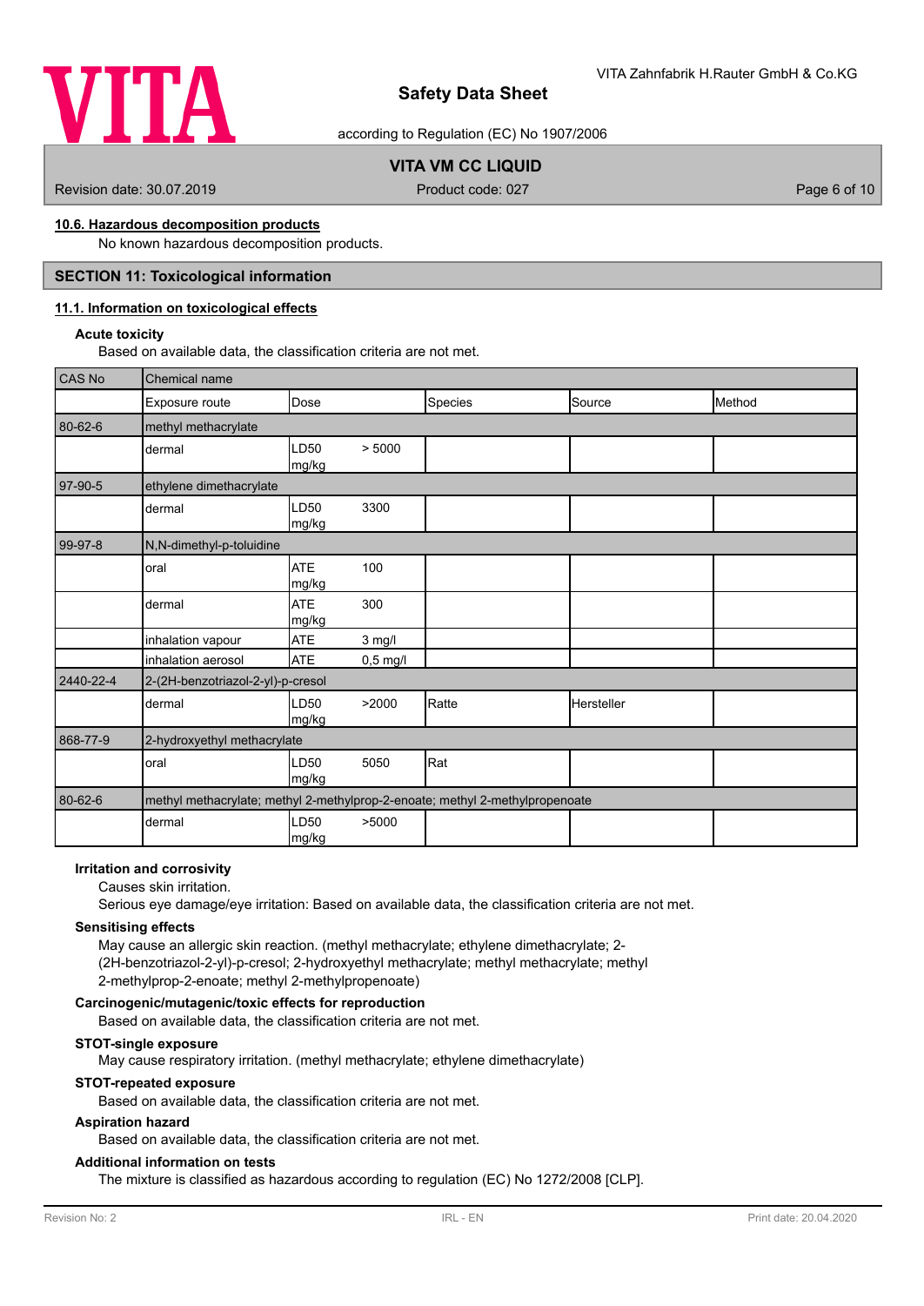#### 10.6. Hazardous decomposition products

No known hazardous decomposition products.

## SECTION 11: Toxicological information

#### 11.1. Information on toxicological effects

**Acute toxicity**

Based on available data, the classification criteria are not met.

| CAS No | Chemical name | | | | | |
|---|---|---|---|---|---|---|
| | Exposure route | Dose | | Species | Source | Method |
| 80-62-6 | methyl methacrylate | | | | | |
| | dermal | LD50 mg/kg | > 5000 | | | |
| 97-90-5 | ethylene dimethacrylate | | | | | |
| | dermal | LD50 mg/kg | 3300 | | | |
| 99-97-8 | N,N-dimethyl-p-toluidine | | | | | |
| | oral | ATE mg/kg | 100 | | | |
| | dermal | ATE mg/kg | 300 | | | |
| | inhalation vapour | ATE | 3 mg/l | | | |
| | inhalation aerosol | ATE | 0,5 mg/l | | | |
| 2440-22-4 | 2-(2H-benzotriazol-2-yl)-p-cresol | | | | | |
| | dermal | LD50 mg/kg | >2000 | Ratte | Hersteller | |
| 868-77-9 | 2-hydroxyethyl methacrylate | | | | | |
| | oral | LD50 mg/kg | 5050 | Rat | | |
| 80-62-6 | methyl methacrylate; methyl 2-methylprop-2-enoate; methyl 2-methylpropenoate | | | | | |
| | dermal | LD50 mg/kg | >5000 | | | |

**Irritation and corrosivity**

Causes skin irritation.

Serious eye damage/eye irritation: Based on available data, the classification criteria are not met.

**Sensitising effects**

May cause an allergic skin reaction. (methyl methacrylate; ethylene dimethacrylate; 2-(2H-benzotriazol-2-yl)-p-cresol; 2-hydroxyethyl methacrylate; methyl methacrylate; methyl 2-methylprop-2-enoate; methyl 2-methylpropenoate)

**Carcinogenic/mutagenic/toxic effects for reproduction**

Based on available data, the classification criteria are not met.

**STOT-single exposure**

May cause respiratory irritation. (methyl methacrylate; ethylene dimethacrylate)

**STOT-repeated exposure**

Based on available data, the classification criteria are not met.

**Aspiration hazard**

Based on available data, the classification criteria are not met.

**Additional information on tests**

The mixture is classified as hazardous according to regulation (EC) No 1272/2008 [CLP].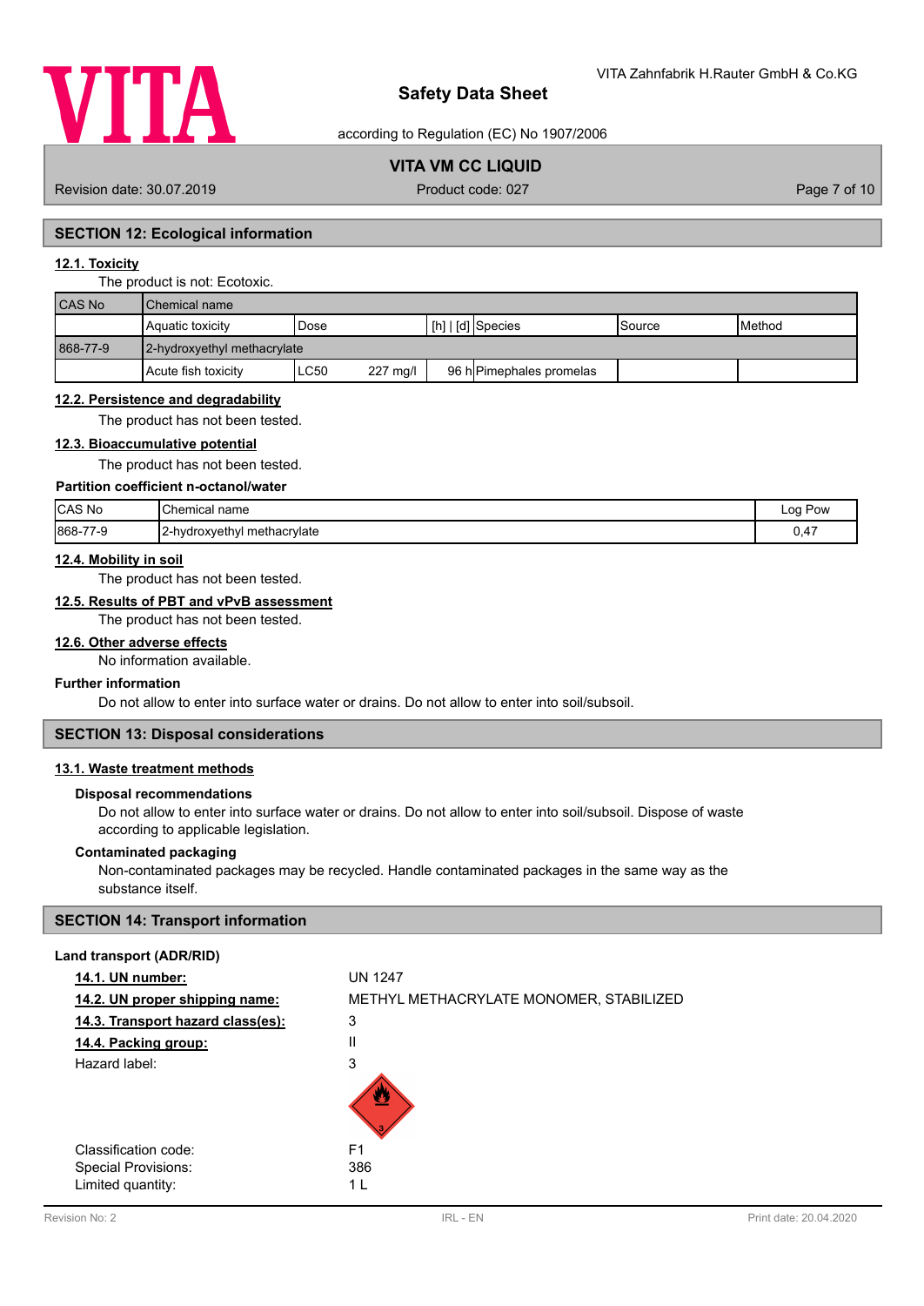## SECTION 12: Ecological information

### 12.1. Toxicity

The product is not: Ecotoxic.

| CAS No | Chemical name | | | | | |
|---|---|---|---|---|---|---|
| | Aquatic toxicity | Dose | | [h] \| [d] | Species | Source | Method |
| 868-77-9 | 2-hydroxyethyl methacrylate | | | | | |
| | Acute fish toxicity | LC50 227 mg/l | 96 h | Pimephales promelas | | |

### 12.2. Persistence and degradability

The product has not been tested.

### 12.3. Bioaccumulative potential

The product has not been tested.

**Partition coefficient n-octanol/water**

| CAS No | Chemical name | Log Pow |
|---|---|---|
| 868-77-9 | 2-hydroxyethyl methacrylate | 0,47 |

### 12.4. Mobility in soil

The product has not been tested.

### 12.5. Results of PBT and vPvB assessment

The product has not been tested.

### 12.6. Other adverse effects

No information available.

**Further information**

Do not allow to enter into surface water or drains. Do not allow to enter into soil/subsoil.

## SECTION 13: Disposal considerations

### 13.1. Waste treatment methods

**Disposal recommendations**

Do not allow to enter into surface water or drains. Do not allow to enter into soil/subsoil. Dispose of waste according to applicable legislation.

**Contaminated packaging**

Non-contaminated packages may be recycled. Handle contaminated packages in the same way as the substance itself.

## SECTION 14: Transport information

**Land transport (ADR/RID)**

**14.1. UN number:** UN 1247

**14.2. UN proper shipping name:** METHYL METHACRYLATE MONOMER, STABILIZED

**14.3. Transport hazard class(es):** 3

**14.4. Packing group:** II

Hazard label: 3

Classification code: F1

Special Provisions: 386

Limited quantity: 1 L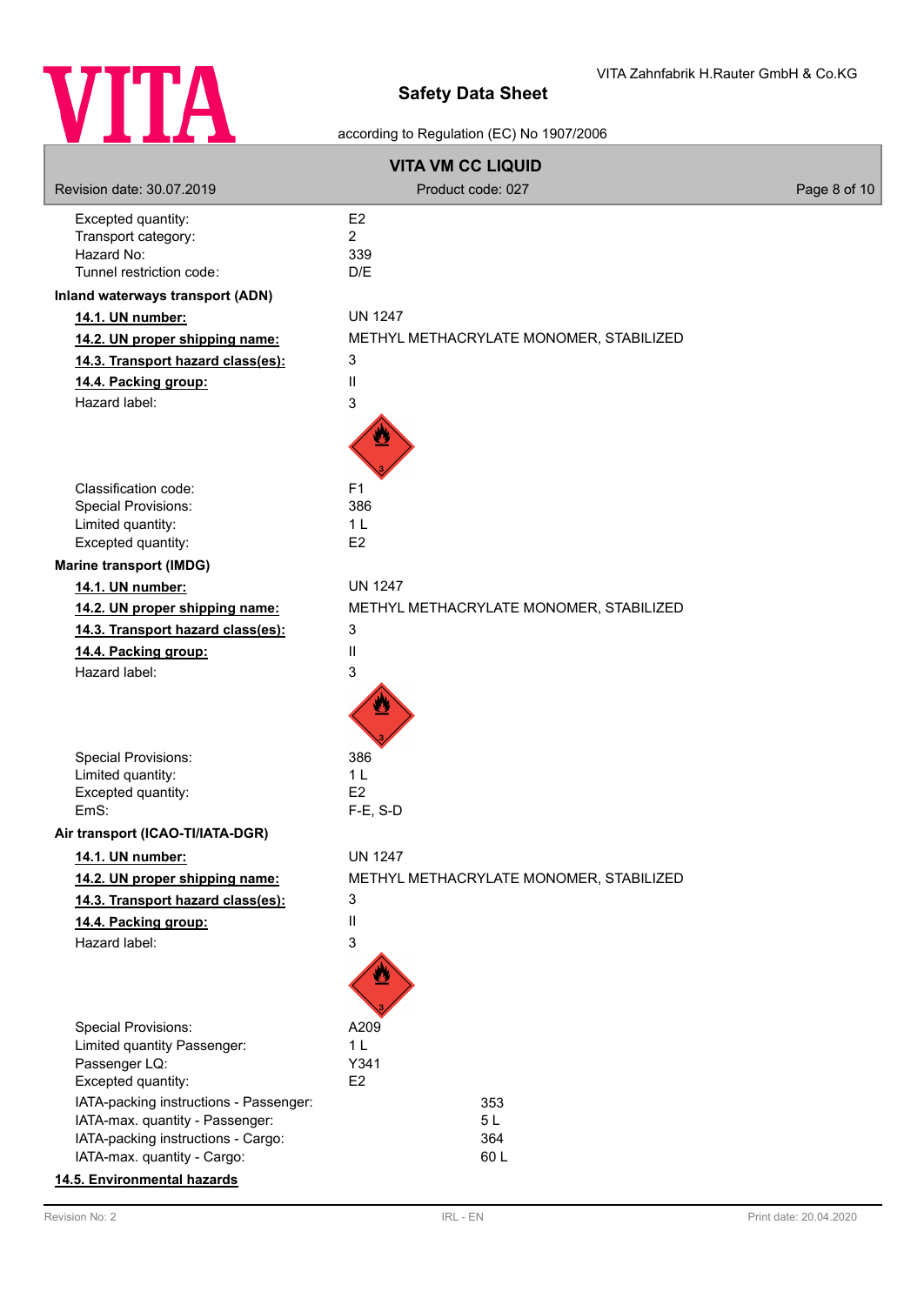| | |
|---|---|
| Excepted quantity: | E2 |
| Transport category: | 2 |
| Hazard No: | 339 |
| Tunnel restriction code: | D/E |

**Inland waterways transport (ADN)**

| | |
|---|---|
| **14.1. UN number:** | UN 1247 |
| **14.2. UN proper shipping name:** | METHYL METHACRYLATE MONOMER, STABILIZED |
| **14.3. Transport hazard class(es):** | 3 |
| **14.4. Packing group:** | II |
| Hazard label: | 3 |
| Classification code: | F1 |
| Special Provisions: | 386 |
| Limited quantity: | 1 L |
| Excepted quantity: | E2 |

**Marine transport (IMDG)**

| | |
|---|---|
| **14.1. UN number:** | UN 1247 |
| **14.2. UN proper shipping name:** | METHYL METHACRYLATE MONOMER, STABILIZED |
| **14.3. Transport hazard class(es):** | 3 |
| **14.4. Packing group:** | II |
| Hazard label: | 3 |
| Special Provisions: | 386 |
| Limited quantity: | 1 L |
| Excepted quantity: | E2 |
| EmS: | F-E, S-D |

**Air transport (ICAO-TI/IATA-DGR)**

| | |
|---|---|
| **14.1. UN number:** | UN 1247 |
| **14.2. UN proper shipping name:** | METHYL METHACRYLATE MONOMER, STABILIZED |
| **14.3. Transport hazard class(es):** | 3 |
| **14.4. Packing group:** | II |
| Hazard label: | 3 |
| Special Provisions: | A209 |
| Limited quantity Passenger: | 1 L |
| Passenger LQ: | Y341 |
| Excepted quantity: | E2 |
| IATA-packing instructions - Passenger: | 353 |
| IATA-max. quantity - Passenger: | 5 L |
| IATA-packing instructions - Cargo: | 364 |
| IATA-max. quantity - Cargo: | 60 L |

**14.5. Environmental hazards**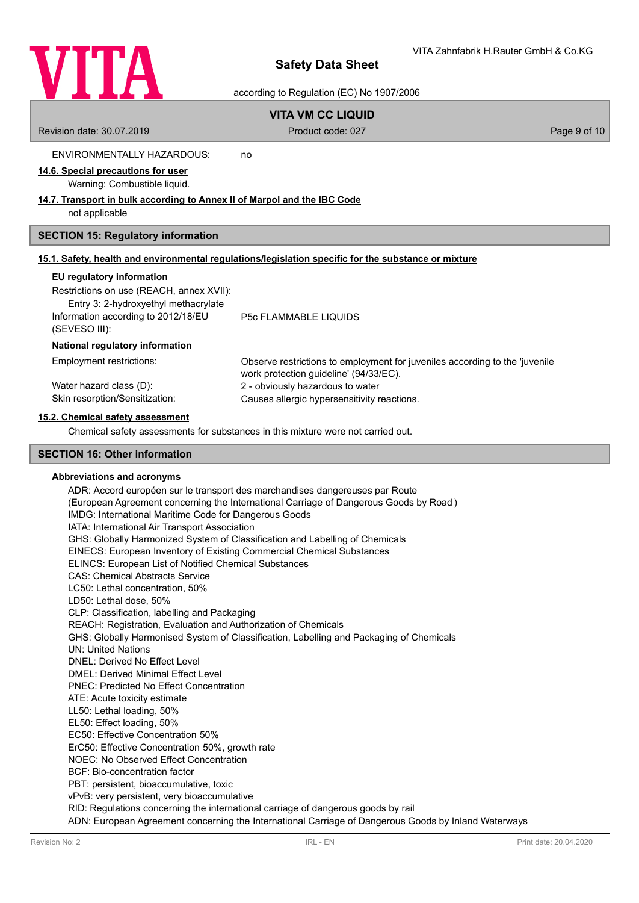ENVIRONMENTALLY HAZARDOUS: no

**14.6. Special precautions for user**

Warning: Combustible liquid.

**14.7. Transport in bulk according to Annex II of Marpol and the IBC Code**

not applicable

## SECTION 15: Regulatory information

**15.1. Safety, health and environmental regulations/legislation specific for the substance or mixture**

**EU regulatory information**

Restrictions on use (REACH, annex XVII):
Entry 3: 2-hydroxyethyl methacrylate

Information according to 2012/18/EU (SEVESO III): P5c FLAMMABLE LIQUIDS

**National regulatory information**

Employment restrictions: Observe restrictions to employment for juveniles according to the 'juvenile work protection guideline' (94/33/EC).

Water hazard class (D): 2 - obviously hazardous to water

Skin resorption/Sensitization: Causes allergic hypersensitivity reactions.

**15.2. Chemical safety assessment**

Chemical safety assessments for substances in this mixture were not carried out.

## SECTION 16: Other information

**Abbreviations and acronyms**

ADR: Accord européen sur le transport des marchandises dangereuses par Route
(European Agreement concerning the International Carriage of Dangerous Goods by Road )
IMDG: International Maritime Code for Dangerous Goods
IATA: International Air Transport Association
GHS: Globally Harmonized System of Classification and Labelling of Chemicals
EINECS: European Inventory of Existing Commercial Chemical Substances
ELINCS: European List of Notified Chemical Substances
CAS: Chemical Abstracts Service
LC50: Lethal concentration, 50%
LD50: Lethal dose, 50%
CLP: Classification, labelling and Packaging
REACH: Registration, Evaluation and Authorization of Chemicals
GHS: Globally Harmonised System of Classification, Labelling and Packaging of Chemicals
UN: United Nations
DNEL: Derived No Effect Level
DMEL: Derived Minimal Effect Level
PNEC: Predicted No Effect Concentration
ATE: Acute toxicity estimate
LL50: Lethal loading, 50%
EL50: Effect loading, 50%
EC50: Effective Concentration 50%
ErC50: Effective Concentration 50%, growth rate
NOEC: No Observed Effect Concentration
BCF: Bio-concentration factor
PBT: persistent, bioaccumulative, toxic
vPvB: very persistent, very bioaccumulative
RID: Regulations concerning the international carriage of dangerous goods by rail
ADN: European Agreement concerning the International Carriage of Dangerous Goods by Inland Waterways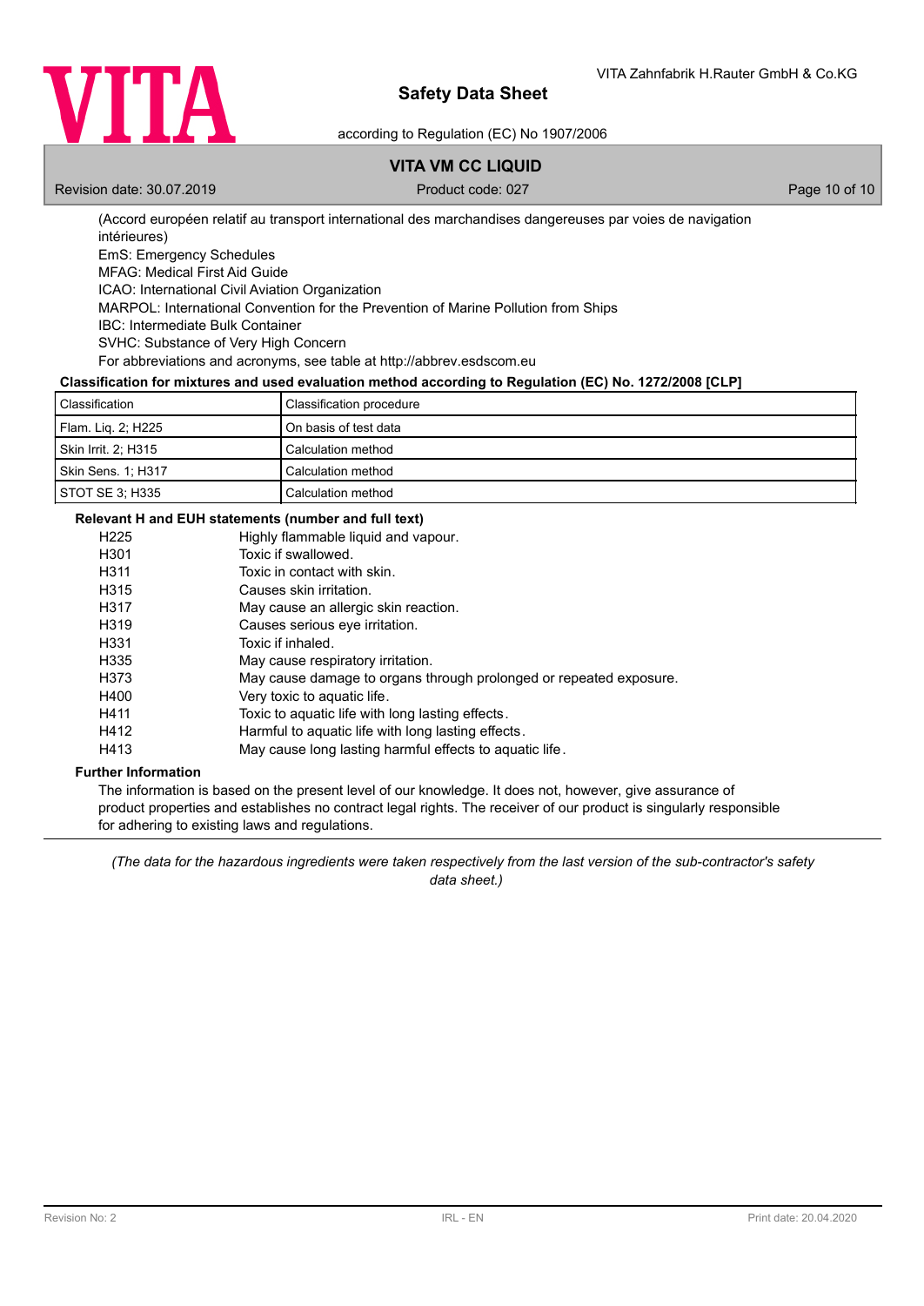(Accord européen relatif au transport international des marchandises dangereuses par voies de navigation intérieures)
EmS: Emergency Schedules
MFAG: Medical First Aid Guide
ICAO: International Civil Aviation Organization
MARPOL: International Convention for the Prevention of Marine Pollution from Ships
IBC: Intermediate Bulk Container
SVHC: Substance of Very High Concern
For abbreviations and acronyms, see table at http://abbrev.esdscom.eu

**Classification for mixtures and used evaluation method according to Regulation (EC) No. 1272/2008 [CLP]**

| Classification | Classification procedure |
|---|---|
| Flam. Liq. 2; H225 | On basis of test data |
| Skin Irrit. 2; H315 | Calculation method |
| Skin Sens. 1; H317 | Calculation method |
| STOT SE 3; H335 | Calculation method |

**Relevant H and EUH statements (number and full text)**

| | |
|---|---|
| H225 | Highly flammable liquid and vapour. |
| H301 | Toxic if swallowed. |
| H311 | Toxic in contact with skin. |
| H315 | Causes skin irritation. |
| H317 | May cause an allergic skin reaction. |
| H319 | Causes serious eye irritation. |
| H331 | Toxic if inhaled. |
| H335 | May cause respiratory irritation. |
| H373 | May cause damage to organs through prolonged or repeated exposure. |
| H400 | Very toxic to aquatic life. |
| H411 | Toxic to aquatic life with long lasting effects. |
| H412 | Harmful to aquatic life with long lasting effects. |
| H413 | May cause long lasting harmful effects to aquatic life. |

**Further Information**

The information is based on the present level of our knowledge. It does not, however, give assurance of product properties and establishes no contract legal rights. The receiver of our product is singularly responsible for adhering to existing laws and regulations.

*(The data for the hazardous ingredients were taken respectively from the last version of the sub-contractor's safety data sheet.)*